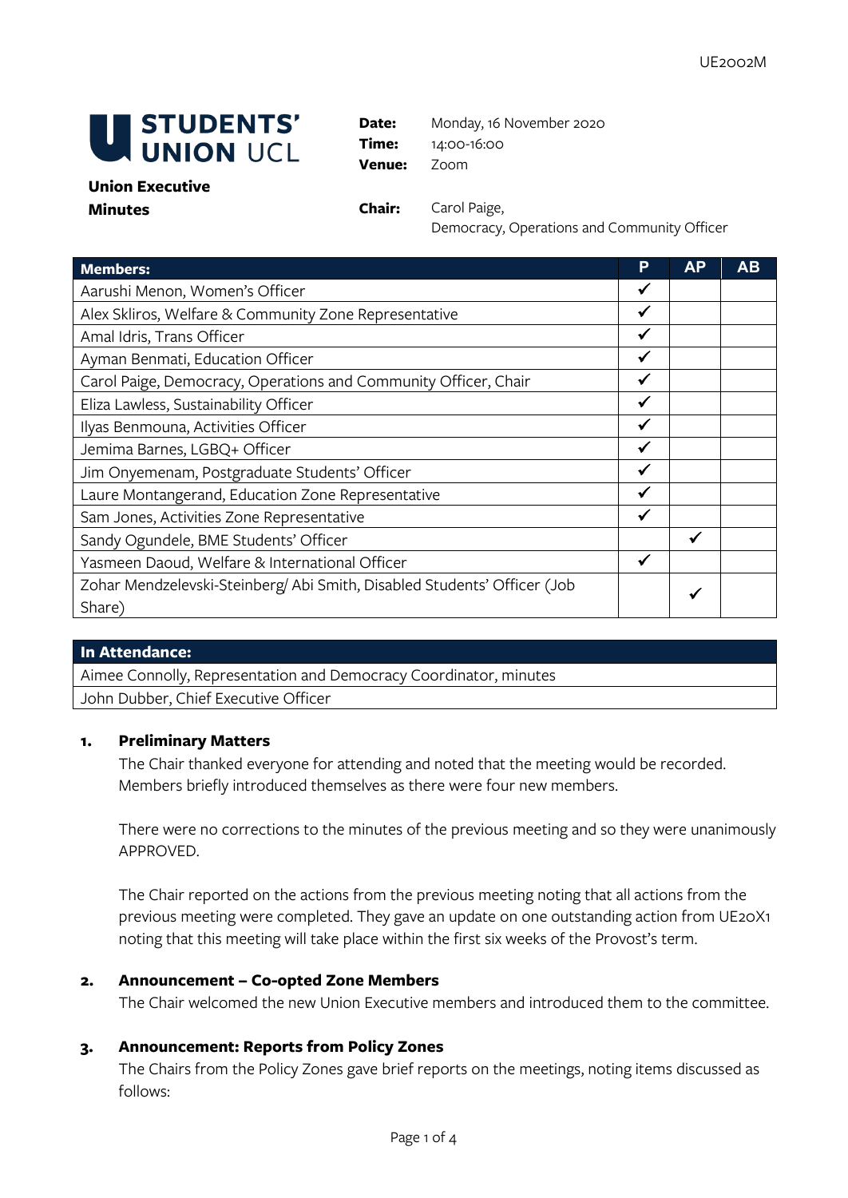UE2002M

**STUDENTS' UNION UCL**

**Union Executive Minutes**

**Date:** Monday, 16 November 2020
**Time:** 14:00-16:00
**Venue:** Zoom

**Chair:** Carol Paige, Democracy, Operations and Community Officer

| Members: | P | AP | AB |
|---|---|---|---|
| Aarushi Menon, Women's Officer | ✓ | | |
| Alex Skliros, Welfare & Community Zone Representative | ✓ | | |
| Amal Idris, Trans Officer | ✓ | | |
| Ayman Benmati, Education Officer | ✓ | | |
| Carol Paige, Democracy, Operations and Community Officer, Chair | ✓ | | |
| Eliza Lawless, Sustainability Officer | ✓ | | |
| Ilyas Benmouna, Activities Officer | ✓ | | |
| Jemima Barnes, LGBQ+ Officer | ✓ | | |
| Jim Onyemenam, Postgraduate Students' Officer | ✓ | | |
| Laure Montangerand, Education Zone Representative | ✓ | | |
| Sam Jones, Activities Zone Representative | ✓ | | |
| Sandy Ogundele, BME Students' Officer | | ✓ | |
| Yasmeen Daoud, Welfare & International Officer | ✓ | | |
| Zohar Mendzelevski-Steinberg/ Abi Smith, Disabled Students' Officer (Job Share) | | ✓ | |

| In Attendance: |
|---|
| Aimee Connolly, Representation and Democracy Coordinator, minutes |
| John Dubber, Chief Executive Officer |

## 1. Preliminary Matters

The Chair thanked everyone for attending and noted that the meeting would be recorded. Members briefly introduced themselves as there were four new members.

There were no corrections to the minutes of the previous meeting and so they were unanimously APPROVED.

The Chair reported on the actions from the previous meeting noting that all actions from the previous meeting were completed. They gave an update on one outstanding action from UE20X1 noting that this meeting will take place within the first six weeks of the Provost's term.

## 2. Announcement – Co-opted Zone Members

The Chair welcomed the new Union Executive members and introduced them to the committee.

## 3. Announcement: Reports from Policy Zones

The Chairs from the Policy Zones gave brief reports on the meetings, noting items discussed as follows: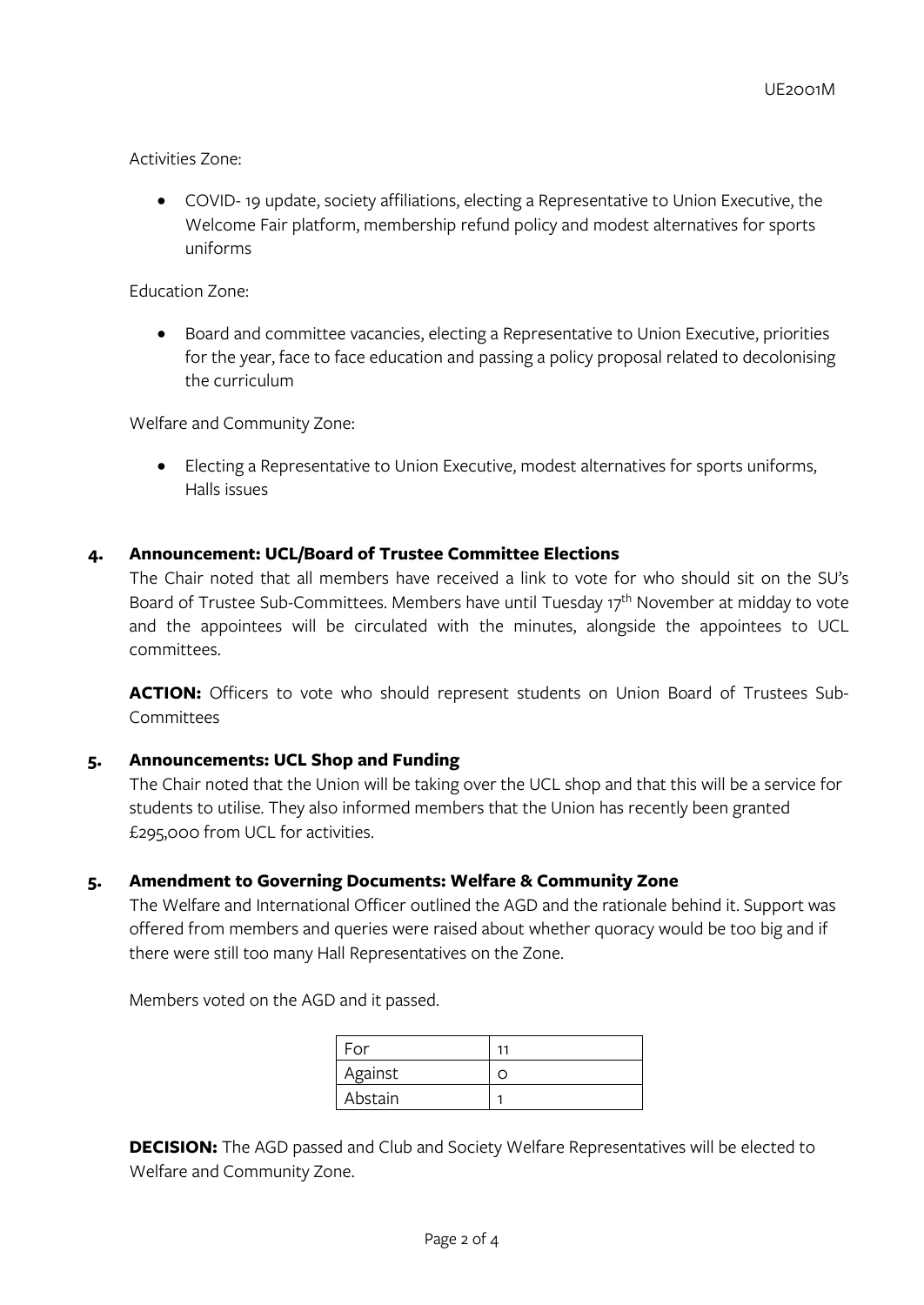Activities Zone:

- COVID- 19 update, society affiliations, electing a Representative to Union Executive, the Welcome Fair platform, membership refund policy and modest alternatives for sports uniforms

Education Zone:

- Board and committee vacancies, electing a Representative to Union Executive, priorities for the year, face to face education and passing a policy proposal related to decolonising the curriculum

Welfare and Community Zone:

- Electing a Representative to Union Executive, modest alternatives for sports uniforms, Halls issues

### 4. Announcement: UCL/Board of Trustee Committee Elections

The Chair noted that all members have received a link to vote for who should sit on the SU's Board of Trustee Sub-Committees. Members have until Tuesday 17th November at midday to vote and the appointees will be circulated with the minutes, alongside the appointees to UCL committees.

**ACTION:** Officers to vote who should represent students on Union Board of Trustees Sub-Committees

### 5. Announcements: UCL Shop and Funding

The Chair noted that the Union will be taking over the UCL shop and that this will be a service for students to utilise. They also informed members that the Union has recently been granted £295,000 from UCL for activities.

### 5. Amendment to Governing Documents: Welfare & Community Zone

The Welfare and International Officer outlined the AGD and the rationale behind it. Support was offered from members and queries were raised about whether quoracy would be too big and if there were still too many Hall Representatives on the Zone.

Members voted on the AGD and it passed.

| For | 11 |
|---|---|
| Against | 0 |
| Abstain | 1 |

**DECISION:** The AGD passed and Club and Society Welfare Representatives will be elected to Welfare and Community Zone.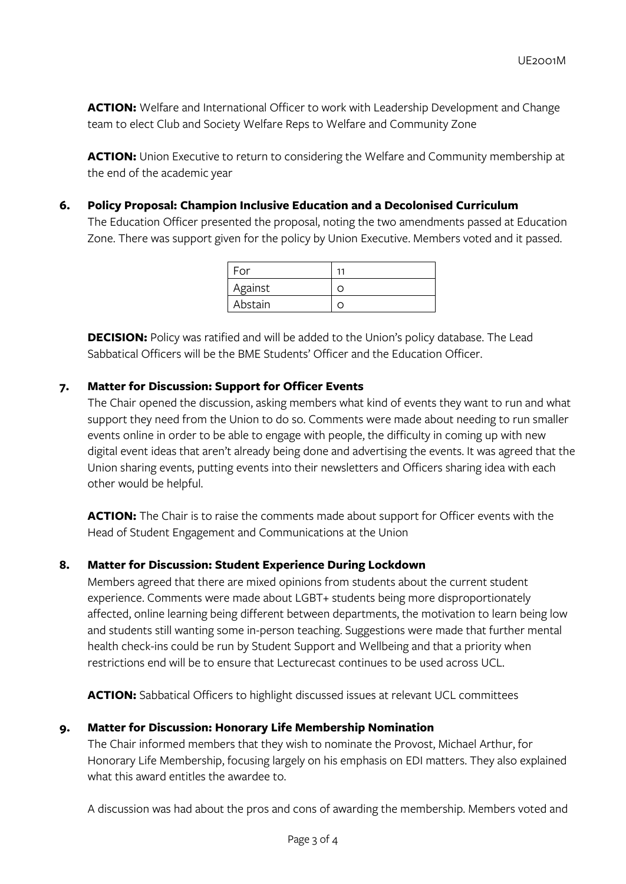**ACTION:** Welfare and International Officer to work with Leadership Development and Change team to elect Club and Society Welfare Reps to Welfare and Community Zone

**ACTION:** Union Executive to return to considering the Welfare and Community membership at the end of the academic year

## 6. Policy Proposal: Champion Inclusive Education and a Decolonised Curriculum

The Education Officer presented the proposal, noting the two amendments passed at Education Zone. There was support given for the policy by Union Executive. Members voted and it passed.

| For | 11 |
|---|---|
| Against | 0 |
| Abstain | 0 |

**DECISION:** Policy was ratified and will be added to the Union's policy database. The Lead Sabbatical Officers will be the BME Students' Officer and the Education Officer.

## 7. Matter for Discussion: Support for Officer Events

The Chair opened the discussion, asking members what kind of events they want to run and what support they need from the Union to do so. Comments were made about needing to run smaller events online in order to be able to engage with people, the difficulty in coming up with new digital event ideas that aren't already being done and advertising the events. It was agreed that the Union sharing events, putting events into their newsletters and Officers sharing idea with each other would be helpful.

**ACTION:** The Chair is to raise the comments made about support for Officer events with the Head of Student Engagement and Communications at the Union

## 8. Matter for Discussion: Student Experience During Lockdown

Members agreed that there are mixed opinions from students about the current student experience. Comments were made about LGBT+ students being more disproportionately affected, online learning being different between departments, the motivation to learn being low and students still wanting some in-person teaching. Suggestions were made that further mental health check-ins could be run by Student Support and Wellbeing and that a priority when restrictions end will be to ensure that Lecturecast continues to be used across UCL.

**ACTION:** Sabbatical Officers to highlight discussed issues at relevant UCL committees

## 9. Matter for Discussion: Honorary Life Membership Nomination

The Chair informed members that they wish to nominate the Provost, Michael Arthur, for Honorary Life Membership, focusing largely on his emphasis on EDI matters. They also explained what this award entitles the awardee to.

A discussion was had about the pros and cons of awarding the membership. Members voted and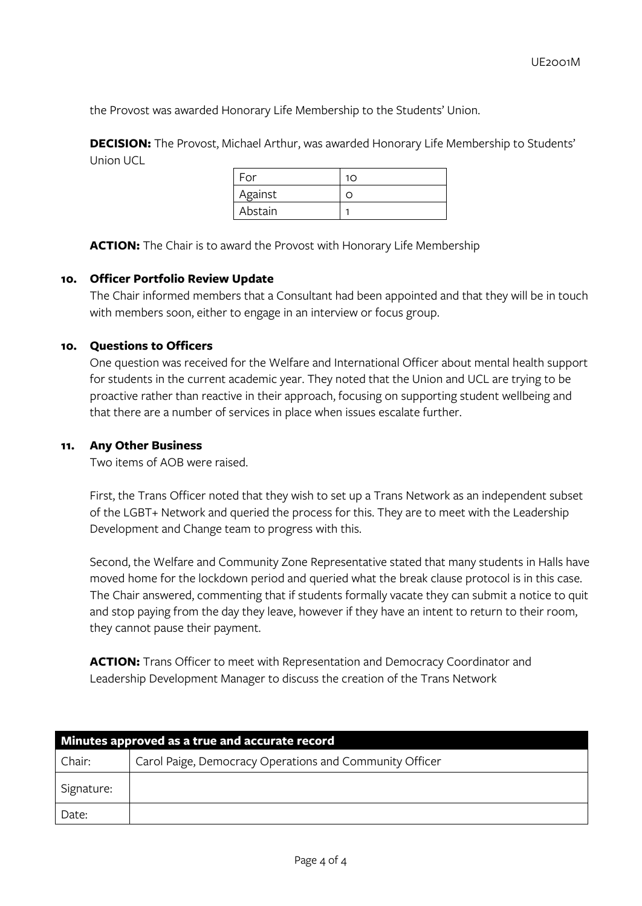the Provost was awarded Honorary Life Membership to the Students' Union.

**DECISION:** The Provost, Michael Arthur, was awarded Honorary Life Membership to Students' Union UCL

| | |
|---|---|
| For | 10 |
| Against | 0 |
| Abstain | 1 |

**ACTION:** The Chair is to award the Provost with Honorary Life Membership

### 10. Officer Portfolio Review Update

The Chair informed members that a Consultant had been appointed and that they will be in touch with members soon, either to engage in an interview or focus group.

### 10. Questions to Officers

One question was received for the Welfare and International Officer about mental health support for students in the current academic year. They noted that the Union and UCL are trying to be proactive rather than reactive in their approach, focusing on supporting student wellbeing and that there are a number of services in place when issues escalate further.

### 11. Any Other Business

Two items of AOB were raised.

First, the Trans Officer noted that they wish to set up a Trans Network as an independent subset of the LGBT+ Network and queried the process for this. They are to meet with the Leadership Development and Change team to progress with this.

Second, the Welfare and Community Zone Representative stated that many students in Halls have moved home for the lockdown period and queried what the break clause protocol is in this case. The Chair answered, commenting that if students formally vacate they can submit a notice to quit and stop paying from the day they leave, however if they have an intent to return to their room, they cannot pause their payment.

**ACTION:** Trans Officer to meet with Representation and Democracy Coordinator and Leadership Development Manager to discuss the creation of the Trans Network

| Minutes approved as a true and accurate record | |
|---|---|
| Chair: | Carol Paige, Democracy Operations and Community Officer |
| Signature: | |
| Date: | |